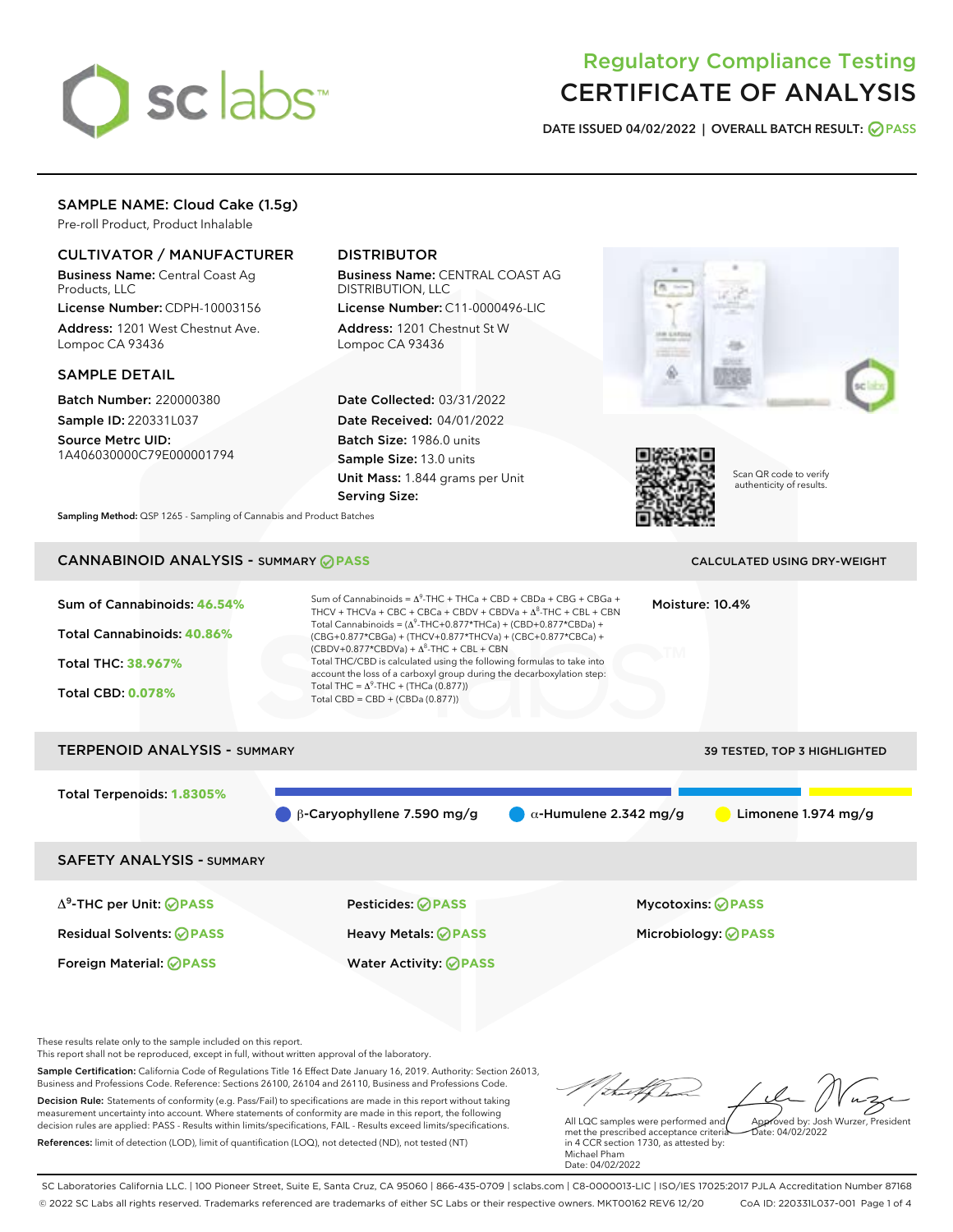# Regulatory Compliance Testing
# CERTIFICATE OF ANALYSIS

**DATE ISSUED 04/02/2022 | OVERALL BATCH RESULT: PASS**

## SAMPLE NAME: Cloud Cake (1.5g)

Pre-roll Product, Product Inhalable

### CULTIVATOR / MANUFACTURER

**Business Name:** Central Coast Ag Products, LLC

**License Number:** CDPH-10003156

**Address:** 1201 West Chestnut Ave. Lompoc CA 93436

### DISTRIBUTOR

**Business Name:** CENTRAL COAST AG DISTRIBUTION, LLC

**License Number:** C11-0000496-LIC

**Address:** 1201 Chestnut St W Lompoc CA 93436

### SAMPLE DETAIL

**Batch Number:** 220000380

**Sample ID:** 220331L037

**Source Metrc UID:** 1A406030000C79E000001794

**Date Collected:** 03/31/2022

**Date Received:** 04/01/2022

**Batch Size:** 1986.0 units

**Sample Size:** 13.0 units

**Unit Mass:** 1.844 grams per Unit

**Serving Size:**

Scan QR code to verify authenticity of results.

**Sampling Method:** QSP 1265 - Sampling of Cannabis and Product Batches

## CANNABINOID ANALYSIS - SUMMARY PASS

CALCULATED USING DRY-WEIGHT

**Sum of Cannabinoids: 46.54%**

**Total Cannabinoids: 40.86%**

**Total THC: 38.967%**

**Total CBD: 0.078%**

Sum of Cannabinoids = $\Delta^9$-THC + THCa + CBD + CBDa + CBG + CBGa + THCV + THCVa + CBC + CBCa + CBDV + CBDVa + $\Delta^8$-THC + CBL + CBN

Total Cannabinoids = ($\Delta^9$-THC+0.877*THCa) + (CBD+0.877*CBDa) + (CBG+0.877*CBGa) + (THCV+0.877*THCVa) + (CBC+0.877*CBCa) + (CBDV+0.877*CBDVa) + $\Delta^8$-THC + CBL + CBN

Total THC/CBD is calculated using the following formulas to take into account the loss of a carboxyl group during the decarboxylation step:

Total THC = $\Delta^9$-THC + (THCa (0.877))

Total CBD = CBD + (CBDa (0.877))

**Moisture:** 10.4%

## TERPENOID ANALYSIS - SUMMARY

39 TESTED, TOP 3 HIGHLIGHTED

**Total Terpenoids: 1.8305%**

β-Caryophyllene 7.590 mg/g | α-Humulene 2.342 mg/g | Limonene 1.974 mg/g

## SAFETY ANALYSIS - SUMMARY

| | | |
|---|---|---|
| $\Delta^9$-THC per Unit: PASS | Pesticides: PASS | Mycotoxins: PASS |
| Residual Solvents: PASS | Heavy Metals: PASS | Microbiology: PASS |
| Foreign Material: PASS | Water Activity: PASS | |

These results relate only to the sample included on this report.

This report shall not be reproduced, except in full, without written approval of the laboratory.

**Sample Certification:** California Code of Regulations Title 16 Effect Date January 16, 2019. Authority: Section 26013, Business and Professions Code. Reference: Sections 26100, 26104 and 26110, Business and Professions Code.

**Decision Rule:** Statements of conformity (e.g. Pass/Fail) to specifications are made in this report without taking measurement uncertainty into account. Where statements of conformity are made in this report, the following decision rules are applied: PASS - Results within limits/specifications, FAIL - Results exceed limits/specifications.

**References:** limit of detection (LOD), limit of quantification (LOQ), not detected (ND), not tested (NT)

All LQC samples were performed and met the prescribed acceptance criteria in 4 CCR section 1730, as attested by: Michael Pham
Date: 04/02/2022

Approved by: Josh Wurzer, President
Date: 04/02/2022

SC Laboratories California LLC. | 100 Pioneer Street, Suite E, Santa Cruz, CA 95060 | 866-435-0709 | sclabs.com | C8-0000013-LIC | ISO/IES 17025:2017 PJLA Accreditation Number 87168

© 2022 SC Labs all rights reserved. Trademarks referenced are trademarks of either SC Labs or their respective owners. MKT00162 REV6 12/20 CoA ID: 220331L037-001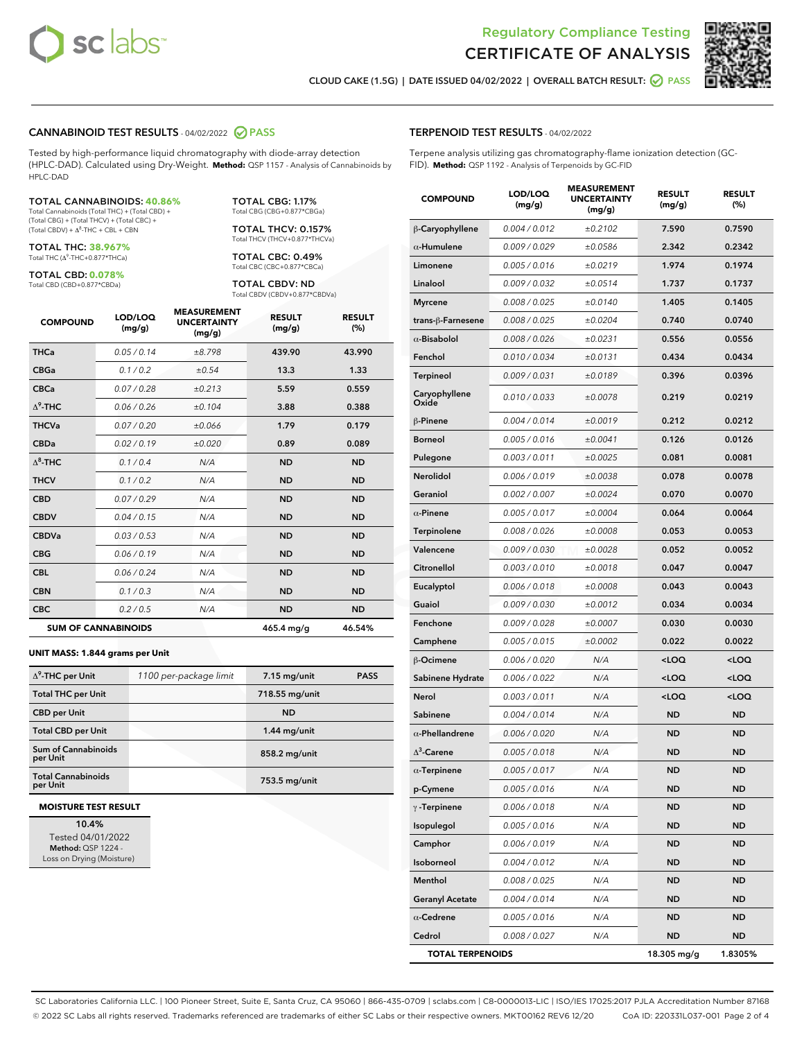# Regulatory Compliance Testing
# CERTIFICATE OF ANALYSIS

CLOUD CAKE (1.5G) | DATE ISSUED 04/02/2022 | OVERALL BATCH RESULT: PASS

## CANNABINOID TEST RESULTS - 04/02/2022 PASS

Tested by high-performance liquid chromatography with diode-array detection (HPLC-DAD). Calculated using Dry-Weight. **Method:** QSP 1157 - Analysis of Cannabinoids by HPLC-DAD

**TOTAL CANNABINOIDS: 40.86%**
Total Cannabinoids (Total THC) + (Total CBD) + (Total CBG) + (Total THCV) + (Total CBC) + (Total CBDV) + $\Delta^8$-THC + CBL + CBN

**TOTAL THC: 38.967%**
Total THC ($\Delta^9$-THC+0.877*THCa)

**TOTAL CBD: 0.078%**
Total CBD (CBD+0.877*CBDa)

**TOTAL CBG: 1.17%**
Total CBG (CBG+0.877*CBGa)

**TOTAL THCV: 0.157%**
Total THCV (THCV+0.877*THCVa)

**TOTAL CBC: 0.49%**
Total CBC (CBC+0.877*CBCa)

**TOTAL CBDV: ND**
Total CBDV (CBDV+0.877*CBDVa)

| COMPOUND | LOD/LOQ (mg/g) | MEASUREMENT UNCERTAINTY (mg/g) | RESULT (mg/g) | RESULT (%) |
|---|---|---|---|---|
| THCa | 0.05 / 0.14 | ±8.798 | 439.90 | 43.990 |
| CBGa | 0.1 / 0.2 | ±0.54 | 13.3 | 1.33 |
| CBCa | 0.07 / 0.28 | ±0.213 | 5.59 | 0.559 |
| $\Delta^9$-THC | 0.06 / 0.26 | ±0.104 | 3.88 | 0.388 |
| THCVa | 0.07 / 0.20 | ±0.066 | 1.79 | 0.179 |
| CBDa | 0.02 / 0.19 | ±0.020 | 0.89 | 0.089 |
| $\Delta^8$-THC | 0.1 / 0.4 | N/A | ND | ND |
| THCV | 0.1 / 0.2 | N/A | ND | ND |
| CBD | 0.07 / 0.29 | N/A | ND | ND |
| CBDV | 0.04 / 0.15 | N/A | ND | ND |
| CBDVa | 0.03 / 0.53 | N/A | ND | ND |
| CBG | 0.06 / 0.19 | N/A | ND | ND |
| CBL | 0.06 / 0.24 | N/A | ND | ND |
| CBN | 0.1 / 0.3 | N/A | ND | ND |
| CBC | 0.2 / 0.5 | N/A | ND | ND |
| **SUM OF CANNABINOIDS** | | | **465.4 mg/g** | **46.54%** |

**UNIT MASS: 1.844 grams per Unit**

| | | | |
|---|---|---|---|
| $\Delta^9$-THC per Unit | 1100 per-package limit | 7.15 mg/unit | PASS |
| Total THC per Unit | | 718.55 mg/unit | |
| CBD per Unit | | ND | |
| Total CBD per Unit | | 1.44 mg/unit | |
| Sum of Cannabinoids per Unit | | 858.2 mg/unit | |
| Total Cannabinoids per Unit | | 753.5 mg/unit | |

**MOISTURE TEST RESULT**

10.4%
Tested 04/01/2022
**Method:** QSP 1224 - Loss on Drying (Moisture)

## TERPENOID TEST RESULTS - 04/02/2022

Terpene analysis utilizing gas chromatography-flame ionization detection (GC-FID). **Method:** QSP 1192 - Analysis of Terpenoids by GC-FID

| COMPOUND | LOD/LOQ (mg/g) | MEASUREMENT UNCERTAINTY (mg/g) | RESULT (mg/g) | RESULT (%) |
|---|---|---|---|---|
| β-Caryophyllene | 0.004 / 0.012 | ±0.2102 | 7.590 | 0.7590 |
| α-Humulene | 0.009 / 0.029 | ±0.0586 | 2.342 | 0.2342 |
| Limonene | 0.005 / 0.016 | ±0.0219 | 1.974 | 0.1974 |
| Linalool | 0.009 / 0.032 | ±0.0514 | 1.737 | 0.1737 |
| Myrcene | 0.008 / 0.025 | ±0.0140 | 1.405 | 0.1405 |
| trans-β-Farnesene | 0.008 / 0.025 | ±0.0204 | 0.740 | 0.0740 |
| α-Bisabolol | 0.008 / 0.026 | ±0.0231 | 0.556 | 0.0556 |
| Fenchol | 0.010 / 0.034 | ±0.0131 | 0.434 | 0.0434 |
| Terpineol | 0.009 / 0.031 | ±0.0189 | 0.396 | 0.0396 |
| Caryophyllene Oxide | 0.010 / 0.033 | ±0.0078 | 0.219 | 0.0219 |
| β-Pinene | 0.004 / 0.014 | ±0.0019 | 0.212 | 0.0212 |
| Borneol | 0.005 / 0.016 | ±0.0041 | 0.126 | 0.0126 |
| Pulegone | 0.003 / 0.011 | ±0.0025 | 0.081 | 0.0081 |
| Nerolidol | 0.006 / 0.019 | ±0.0038 | 0.078 | 0.0078 |
| Geraniol | 0.002 / 0.007 | ±0.0024 | 0.070 | 0.0070 |
| α-Pinene | 0.005 / 0.017 | ±0.0004 | 0.064 | 0.0064 |
| Terpinolene | 0.008 / 0.026 | ±0.0008 | 0.053 | 0.0053 |
| Valencene | 0.009 / 0.030 | ±0.0028 | 0.052 | 0.0052 |
| Citronellol | 0.003 / 0.010 | ±0.0018 | 0.047 | 0.0047 |
| Eucalyptol | 0.006 / 0.018 | ±0.0008 | 0.043 | 0.0043 |
| Guaiol | 0.009 / 0.030 | ±0.0012 | 0.034 | 0.0034 |
| Fenchone | 0.009 / 0.028 | ±0.0007 | 0.030 | 0.0030 |
| Camphene | 0.005 / 0.015 | ±0.0002 | 0.022 | 0.0022 |
| β-Ocimene | 0.006 / 0.020 | N/A | <LOQ | <LOQ |
| Sabinene Hydrate | 0.006 / 0.022 | N/A | <LOQ | <LOQ |
| Nerol | 0.003 / 0.011 | N/A | <LOQ | <LOQ |
| Sabinene | 0.004 / 0.014 | N/A | ND | ND |
| α-Phellandrene | 0.006 / 0.020 | N/A | ND | ND |
| $\Delta^3$-Carene | 0.005 / 0.018 | N/A | ND | ND |
| α-Terpinene | 0.005 / 0.017 | N/A | ND | ND |
| p-Cymene | 0.005 / 0.016 | N/A | ND | ND |
| γ-Terpinene | 0.006 / 0.018 | N/A | ND | ND |
| Isopulegol | 0.005 / 0.016 | N/A | ND | ND |
| Camphor | 0.006 / 0.019 | N/A | ND | ND |
| Isoborneol | 0.004 / 0.012 | N/A | ND | ND |
| Menthol | 0.008 / 0.025 | N/A | ND | ND |
| Geranyl Acetate | 0.004 / 0.014 | N/A | ND | ND |
| α-Cedrene | 0.005 / 0.016 | N/A | ND | ND |
| Cedrol | 0.008 / 0.027 | N/A | ND | ND |
| **TOTAL TERPENOIDS** | | | **18.305 mg/g** | **1.8305%** |

SC Laboratories California LLC. | 100 Pioneer Street, Suite E, Santa Cruz, CA 95060 | 866-435-0709 | sclabs.com | C8-0000013-LIC | ISO/IES 17025:2017 PJLA Accreditation Number 87168
© 2022 SC Labs all rights reserved. Trademarks referenced are trademarks of either SC Labs or their respective owners. MKT00162 REV6 12/20 CoA ID: 220331L037-001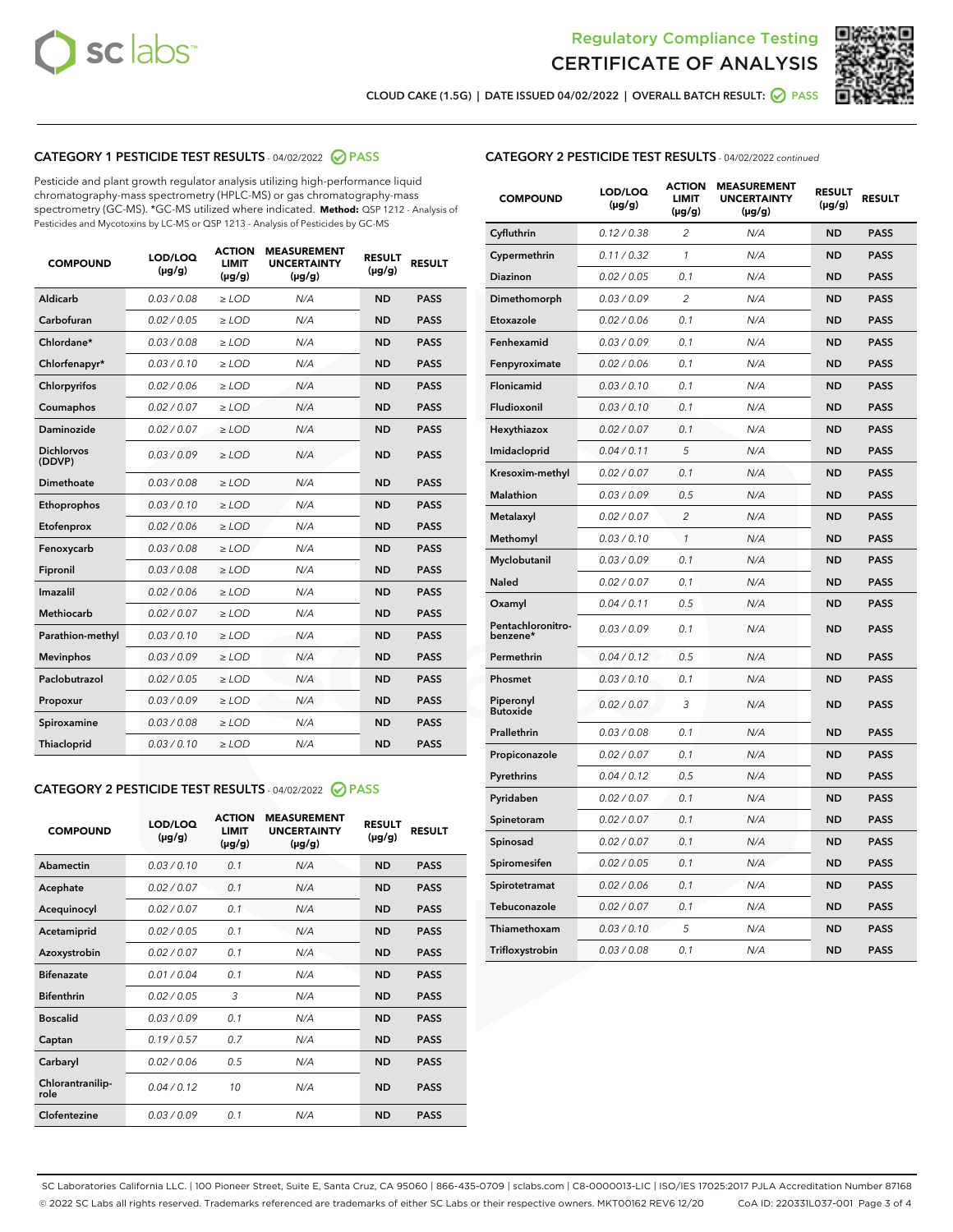Regulatory Compliance Testing

# CERTIFICATE OF ANALYSIS

CLOUD CAKE (1.5G) | DATE ISSUED 04/02/2022 | OVERALL BATCH RESULT: PASS

## CATEGORY 1 PESTICIDE TEST RESULTS - 04/02/2022 PASS

Pesticide and plant growth regulator analysis utilizing high-performance liquid chromatography-mass spectrometry (HPLC-MS) or gas chromatography-mass spectrometry (GC-MS). *GC-MS utilized where indicated. **Method:** QSP 1212 - Analysis of Pesticides and Mycotoxins by LC-MS or QSP 1213 - Analysis of Pesticides by GC-MS

| COMPOUND | LOD/LOQ (µg/g) | ACTION LIMIT (µg/g) | MEASUREMENT UNCERTAINTY (µg/g) | RESULT (µg/g) | RESULT |
|---|---|---|---|---|---|
| Aldicarb | 0.03 / 0.08 | ≥ LOD | N/A | ND | PASS |
| Carbofuran | 0.02 / 0.05 | ≥ LOD | N/A | ND | PASS |
| Chlordane* | 0.03 / 0.08 | ≥ LOD | N/A | ND | PASS |
| Chlorfenapyr* | 0.03 / 0.10 | ≥ LOD | N/A | ND | PASS |
| Chlorpyrifos | 0.02 / 0.06 | ≥ LOD | N/A | ND | PASS |
| Coumaphos | 0.02 / 0.07 | ≥ LOD | N/A | ND | PASS |
| Daminozide | 0.02 / 0.07 | ≥ LOD | N/A | ND | PASS |
| Dichlorvos (DDVP) | 0.03 / 0.09 | ≥ LOD | N/A | ND | PASS |
| Dimethoate | 0.03 / 0.08 | ≥ LOD | N/A | ND | PASS |
| Ethoprophos | 0.03 / 0.10 | ≥ LOD | N/A | ND | PASS |
| Etofenprox | 0.02 / 0.06 | ≥ LOD | N/A | ND | PASS |
| Fenoxycarb | 0.03 / 0.08 | ≥ LOD | N/A | ND | PASS |
| Fipronil | 0.03 / 0.08 | ≥ LOD | N/A | ND | PASS |
| Imazalil | 0.02 / 0.06 | ≥ LOD | N/A | ND | PASS |
| Methiocarb | 0.02 / 0.07 | ≥ LOD | N/A | ND | PASS |
| Parathion-methyl | 0.03 / 0.10 | ≥ LOD | N/A | ND | PASS |
| Mevinphos | 0.03 / 0.09 | ≥ LOD | N/A | ND | PASS |
| Paclobutrazol | 0.02 / 0.05 | ≥ LOD | N/A | ND | PASS |
| Propoxur | 0.03 / 0.09 | ≥ LOD | N/A | ND | PASS |
| Spiroxamine | 0.03 / 0.08 | ≥ LOD | N/A | ND | PASS |
| Thiacloprid | 0.03 / 0.10 | ≥ LOD | N/A | ND | PASS |

## CATEGORY 2 PESTICIDE TEST RESULTS - 04/02/2022 PASS

| COMPOUND | LOD/LOQ (µg/g) | ACTION LIMIT (µg/g) | MEASUREMENT UNCERTAINTY (µg/g) | RESULT (µg/g) | RESULT |
|---|---|---|---|---|---|
| Abamectin | 0.03 / 0.10 | 0.1 | N/A | ND | PASS |
| Acephate | 0.02 / 0.07 | 0.1 | N/A | ND | PASS |
| Acequinocyl | 0.02 / 0.07 | 0.1 | N/A | ND | PASS |
| Acetamiprid | 0.02 / 0.05 | 0.1 | N/A | ND | PASS |
| Azoxystrobin | 0.02 / 0.07 | 0.1 | N/A | ND | PASS |
| Bifenazate | 0.01 / 0.04 | 0.1 | N/A | ND | PASS |
| Bifenthrin | 0.02 / 0.05 | 3 | N/A | ND | PASS |
| Boscalid | 0.03 / 0.09 | 0.1 | N/A | ND | PASS |
| Captan | 0.19 / 0.57 | 0.7 | N/A | ND | PASS |
| Carbaryl | 0.02 / 0.06 | 0.5 | N/A | ND | PASS |
| Chlorantraniliprole | 0.04 / 0.12 | 10 | N/A | ND | PASS |
| Clofentezine | 0.03 / 0.09 | 0.1 | N/A | ND | PASS |
| Cyfluthrin | 0.12 / 0.38 | 2 | N/A | ND | PASS |
| Cypermethrin | 0.11 / 0.32 | 1 | N/A | ND | PASS |
| Diazinon | 0.02 / 0.05 | 0.1 | N/A | ND | PASS |
| Dimethomorph | 0.03 / 0.09 | 2 | N/A | ND | PASS |
| Etoxazole | 0.02 / 0.06 | 0.1 | N/A | ND | PASS |
| Fenhexamid | 0.03 / 0.09 | 0.1 | N/A | ND | PASS |
| Fenpyroximate | 0.02 / 0.06 | 0.1 | N/A | ND | PASS |
| Flonicamid | 0.03 / 0.10 | 0.1 | N/A | ND | PASS |
| Fludioxonil | 0.03 / 0.10 | 0.1 | N/A | ND | PASS |
| Hexythiazox | 0.02 / 0.07 | 0.1 | N/A | ND | PASS |
| Imidacloprid | 0.04 / 0.11 | 5 | N/A | ND | PASS |
| Kresoxim-methyl | 0.02 / 0.07 | 0.1 | N/A | ND | PASS |
| Malathion | 0.03 / 0.09 | 0.5 | N/A | ND | PASS |
| Metalaxyl | 0.02 / 0.07 | 2 | N/A | ND | PASS |
| Methomyl | 0.03 / 0.10 | 1 | N/A | ND | PASS |
| Myclobutanil | 0.03 / 0.09 | 0.1 | N/A | ND | PASS |
| Naled | 0.02 / 0.07 | 0.1 | N/A | ND | PASS |
| Oxamyl | 0.04 / 0.11 | 0.5 | N/A | ND | PASS |
| Pentachloronitrobenzene* | 0.03 / 0.09 | 0.1 | N/A | ND | PASS |
| Permethrin | 0.04 / 0.12 | 0.5 | N/A | ND | PASS |
| Phosmet | 0.03 / 0.10 | 0.1 | N/A | ND | PASS |
| Piperonyl Butoxide | 0.02 / 0.07 | 3 | N/A | ND | PASS |
| Prallethrin | 0.03 / 0.08 | 0.1 | N/A | ND | PASS |
| Propiconazole | 0.02 / 0.07 | 0.1 | N/A | ND | PASS |
| Pyrethrins | 0.04 / 0.12 | 0.5 | N/A | ND | PASS |
| Pyridaben | 0.02 / 0.07 | 0.1 | N/A | ND | PASS |
| Spinetoram | 0.02 / 0.07 | 0.1 | N/A | ND | PASS |
| Spinosad | 0.02 / 0.07 | 0.1 | N/A | ND | PASS |
| Spiromesifen | 0.02 / 0.05 | 0.1 | N/A | ND | PASS |
| Spirotetramat | 0.02 / 0.06 | 0.1 | N/A | ND | PASS |
| Tebuconazole | 0.02 / 0.07 | 0.1 | N/A | ND | PASS |
| Thiamethoxam | 0.03 / 0.10 | 5 | N/A | ND | PASS |
| Trifloxystrobin | 0.03 / 0.08 | 0.1 | N/A | ND | PASS |

SC Laboratories California LLC. | 100 Pioneer Street, Suite E, Santa Cruz, CA 95060 | 866-435-0709 | sclabs.com | C8-0000013-LIC | ISO/IES 17025:2017 PJLA Accreditation Number 87168
© 2022 SC Labs all rights reserved. Trademarks referenced are trademarks of either SC Labs or their respective owners. MKT00162 REV6 12/20 CoA ID: 220331L037-001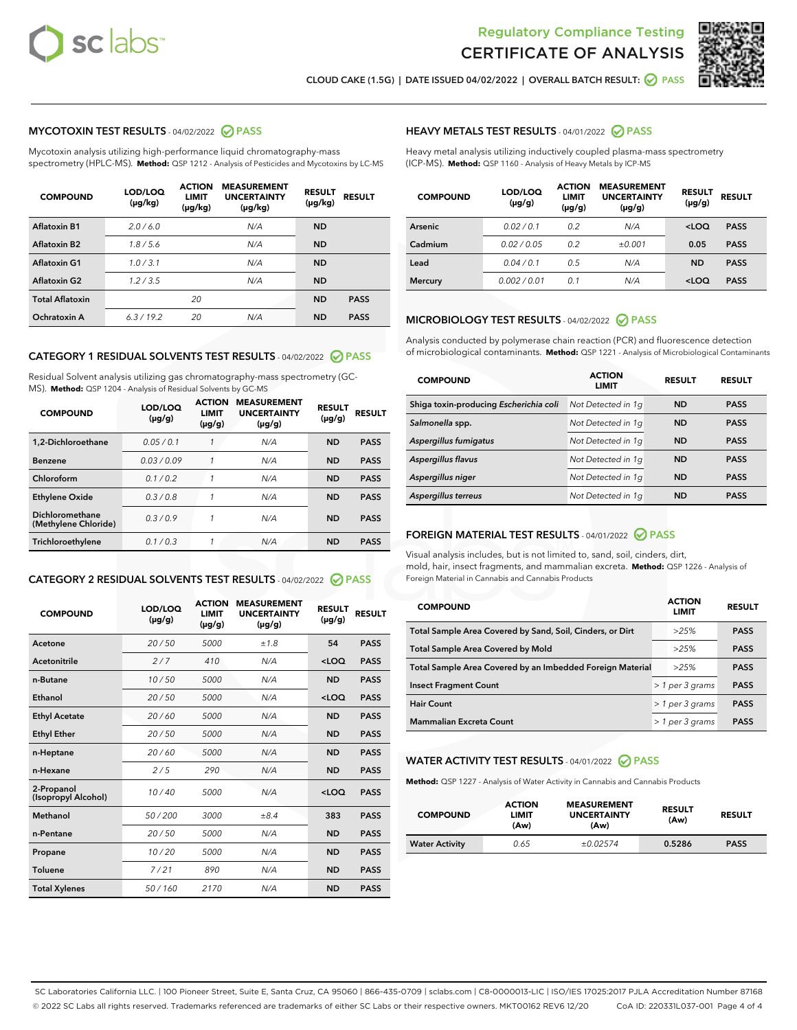Regulatory Compliance Testing

# CERTIFICATE OF ANALYSIS

CLOUD CAKE (1.5G) | DATE ISSUED 04/02/2022 | OVERALL BATCH RESULT: PASS

## MYCOTOXIN TEST RESULTS - 04/02/2022 PASS

Mycotoxin analysis utilizing high-performance liquid chromatography-mass spectrometry (HPLC-MS). **Method:** QSP 1212 - Analysis of Pesticides and Mycotoxins by LC-MS

| COMPOUND | LOD/LOQ (µg/kg) | ACTION LIMIT (µg/kg) | MEASUREMENT UNCERTAINTY (µg/kg) | RESULT (µg/kg) | RESULT |
|---|---|---|---|---|---|
| Aflatoxin B1 | 2.0 / 6.0 | | N/A | ND | |
| Aflatoxin B2 | 1.8 / 5.6 | | N/A | ND | |
| Aflatoxin G1 | 1.0 / 3.1 | | N/A | ND | |
| Aflatoxin G2 | 1.2 / 3.5 | | N/A | ND | |
| Total Aflatoxin | | 20 | | ND | PASS |
| Ochratoxin A | 6.3 / 19.2 | 20 | N/A | ND | PASS |

## CATEGORY 1 RESIDUAL SOLVENTS TEST RESULTS - 04/02/2022 PASS

Residual Solvent analysis utilizing gas chromatography-mass spectrometry (GC-MS). **Method:** QSP 1204 - Analysis of Residual Solvents by GC-MS

| COMPOUND | LOD/LOQ (µg/g) | ACTION LIMIT (µg/g) | MEASUREMENT UNCERTAINTY (µg/g) | RESULT (µg/g) | RESULT |
|---|---|---|---|---|---|
| 1,2-Dichloroethane | 0.05 / 0.1 | 1 | N/A | ND | PASS |
| Benzene | 0.03 / 0.09 | 1 | N/A | ND | PASS |
| Chloroform | 0.1 / 0.2 | 1 | N/A | ND | PASS |
| Ethylene Oxide | 0.3 / 0.8 | 1 | N/A | ND | PASS |
| Dichloromethane (Methylene Chloride) | 0.3 / 0.9 | 1 | N/A | ND | PASS |
| Trichloroethylene | 0.1 / 0.3 | 1 | N/A | ND | PASS |

## CATEGORY 2 RESIDUAL SOLVENTS TEST RESULTS - 04/02/2022 PASS

| COMPOUND | LOD/LOQ (µg/g) | ACTION LIMIT (µg/g) | MEASUREMENT UNCERTAINTY (µg/g) | RESULT (µg/g) | RESULT |
|---|---|---|---|---|---|
| Acetone | 20 / 50 | 5000 | ±1.8 | 54 | PASS |
| Acetonitrile | 2 / 7 | 410 | N/A | <LOQ | PASS |
| n-Butane | 10 / 50 | 5000 | N/A | ND | PASS |
| Ethanol | 20 / 50 | 5000 | N/A | <LOQ | PASS |
| Ethyl Acetate | 20 / 60 | 5000 | N/A | ND | PASS |
| Ethyl Ether | 20 / 50 | 5000 | N/A | ND | PASS |
| n-Heptane | 20 / 60 | 5000 | N/A | ND | PASS |
| n-Hexane | 2 / 5 | 290 | N/A | ND | PASS |
| 2-Propanol (Isopropyl Alcohol) | 10 / 40 | 5000 | N/A | <LOQ | PASS |
| Methanol | 50 / 200 | 3000 | ±8.4 | 383 | PASS |
| n-Pentane | 20 / 50 | 5000 | N/A | ND | PASS |
| Propane | 10 / 20 | 5000 | N/A | ND | PASS |
| Toluene | 7 / 21 | 890 | N/A | ND | PASS |
| Total Xylenes | 50 / 160 | 2170 | N/A | ND | PASS |

## HEAVY METALS TEST RESULTS - 04/01/2022 PASS

Heavy metal analysis utilizing inductively coupled plasma-mass spectrometry (ICP-MS). **Method:** QSP 1160 - Analysis of Heavy Metals by ICP-MS

| COMPOUND | LOD/LOQ (µg/g) | ACTION LIMIT (µg/g) | MEASUREMENT UNCERTAINTY (µg/g) | RESULT (µg/g) | RESULT |
|---|---|---|---|---|---|
| Arsenic | 0.02 / 0.1 | 0.2 | N/A | <LOQ | PASS |
| Cadmium | 0.02 / 0.05 | 0.2 | ±0.001 | 0.05 | PASS |
| Lead | 0.04 / 0.1 | 0.5 | N/A | ND | PASS |
| Mercury | 0.002 / 0.01 | 0.1 | N/A | <LOQ | PASS |

## MICROBIOLOGY TEST RESULTS - 04/02/2022 PASS

Analysis conducted by polymerase chain reaction (PCR) and fluorescence detection of microbiological contaminants. **Method:** QSP 1221 - Analysis of Microbiological Contaminants

| COMPOUND | ACTION LIMIT | RESULT | RESULT |
|---|---|---|---|
| Shiga toxin-producing *Escherichia coli* | Not Detected in 1g | ND | PASS |
| *Salmonella* spp. | Not Detected in 1g | ND | PASS |
| *Aspergillus fumigatus* | Not Detected in 1g | ND | PASS |
| *Aspergillus flavus* | Not Detected in 1g | ND | PASS |
| *Aspergillus niger* | Not Detected in 1g | ND | PASS |
| *Aspergillus terreus* | Not Detected in 1g | ND | PASS |

## FOREIGN MATERIAL TEST RESULTS - 04/01/2022 PASS

Visual analysis includes, but is not limited to, sand, soil, cinders, dirt, mold, hair, insect fragments, and mammalian excreta. **Method:** QSP 1226 - Analysis of Foreign Material in Cannabis and Cannabis Products

| COMPOUND | ACTION LIMIT | RESULT |
|---|---|---|
| Total Sample Area Covered by Sand, Soil, Cinders, or Dirt | >25% | PASS |
| Total Sample Area Covered by Mold | >25% | PASS |
| Total Sample Area Covered by an Imbedded Foreign Material | >25% | PASS |
| Insect Fragment Count | > 1 per 3 grams | PASS |
| Hair Count | > 1 per 3 grams | PASS |
| Mammalian Excreta Count | > 1 per 3 grams | PASS |

## WATER ACTIVITY TEST RESULTS - 04/01/2022 PASS

**Method:** QSP 1227 - Analysis of Water Activity in Cannabis and Cannabis Products

| COMPOUND | ACTION LIMIT (Aw) | MEASUREMENT UNCERTAINTY (Aw) | RESULT (Aw) | RESULT |
|---|---|---|---|---|
| Water Activity | 0.65 | ±0.02574 | 0.5286 | PASS |

SC Laboratories California LLC. | 100 Pioneer Street, Suite E, Santa Cruz, CA 95060 | 866-435-0709 | sclabs.com | C8-0000013-LIC | ISO/IES 17025:2017 PJLA Accreditation Number 87168
© 2022 SC Labs all rights reserved. Trademarks referenced are trademarks of either SC Labs or their respective owners. MKT00162 REV6 12/20 CoA ID: 220331L037-001